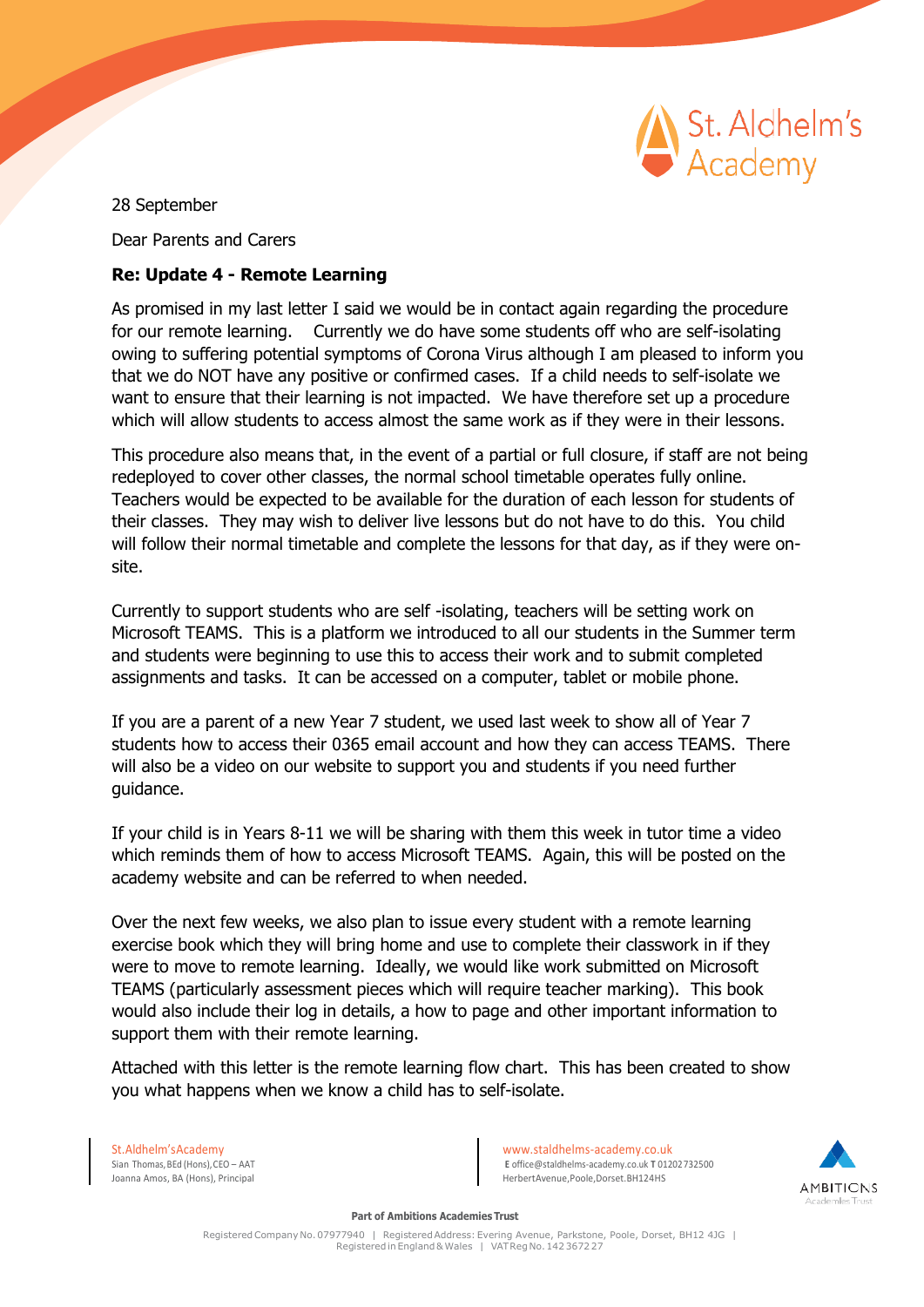28 September

Dear Parents and Carers

**Re: Update 4 - Remote Learning**

As promised in my last letter I said we would be in contact again regarding the procedure for our remote learning. Currently we do have some students off who are self-isolating owing to suffering potential symptoms of Corona Virus although I am pleased to inform you that we do NOT have any positive or confirmed cases. If a child needs to self-isolate we want to ensure that their learning is not impacted. We have therefore set up a procedure which will allow students to access almost the same work as if they were in their lessons.

This procedure also means that, in the event of a partial or full closure, if staff are not being redeployed to cover other classes, the normal school timetable operates fully online. Teachers would be expected to be available for the duration of each lesson for students of their classes. They may wish to deliver live lessons but do not have to do this. You child will follow their normal timetable and complete the lessons for that day, as if they were on-site.

Currently to support students who are self -isolating, teachers will be setting work on Microsoft TEAMS. This is a platform we introduced to all our students in the Summer term and students were beginning to use this to access their work and to submit completed assignments and tasks. It can be accessed on a computer, tablet or mobile phone.

If you are a parent of a new Year 7 student, we used last week to show all of Year 7 students how to access their 0365 email account and how they can access TEAMS. There will also be a video on our website to support you and students if you need further guidance.

If your child is in Years 8-11 we will be sharing with them this week in tutor time a video which reminds them of how to access Microsoft TEAMS. Again, this will be posted on the academy website and can be referred to when needed.

Over the next few weeks, we also plan to issue every student with a remote learning exercise book which they will bring home and use to complete their classwork in if they were to move to remote learning. Ideally, we would like work submitted on Microsoft TEAMS (particularly assessment pieces which will require teacher marking). This book would also include their log in details, a how to page and other important information to support them with their remote learning.

Attached with this letter is the remote learning flow chart. This has been created to show you what happens when we know a child has to self-isolate.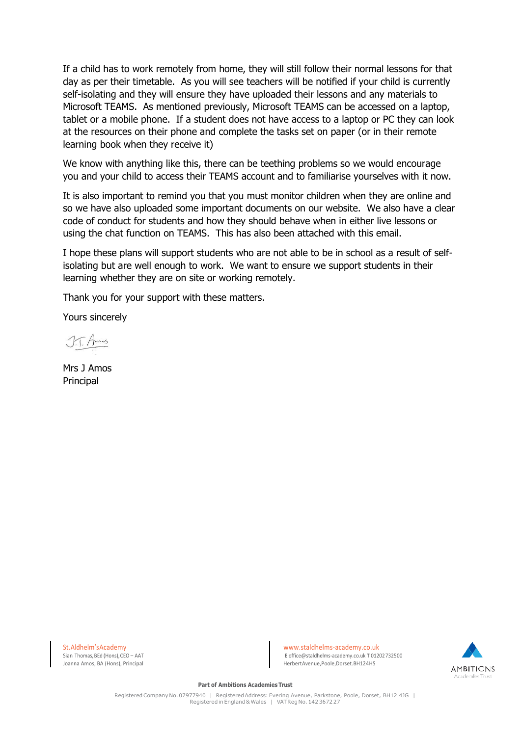If a child has to work remotely from home, they will still follow their normal lessons for that day as per their timetable. As you will see teachers will be notified if your child is currently self-isolating and they will ensure they have uploaded their lessons and any materials to Microsoft TEAMS. As mentioned previously, Microsoft TEAMS can be accessed on a laptop, tablet or a mobile phone. If a student does not have access to a laptop or PC they can look at the resources on their phone and complete the tasks set on paper (or in their remote learning book when they receive it)

We know with anything like this, there can be teething problems so we would encourage you and your child to access their TEAMS account and to familiarise yourselves with it now.

It is also important to remind you that you must monitor children when they are online and so we have also uploaded some important documents on our website. We also have a clear code of conduct for students and how they should behave when in either live lessons or using the chat function on TEAMS. This has also been attached with this email.

I hope these plans will support students who are not able to be in school as a result of self-isolating but are well enough to work. We want to ensure we support students in their learning whether they are on site or working remotely.

Thank you for your support with these matters.

Yours sincerely

J.T. Amos

Mrs J Amos
Principal

St.Aldhelm'sAcademy
Sian Thomas, BEd (Hons), CEO – AAT
Joanna Amos, BA (Hons), Principal

www.staldhelms-academy.co.uk
**E** office@staldhelms-academy.co.uk **T** 01202732500
HerbertAvenue,Poole,Dorset.BH124HS

AMBITIONS Academies Trust

**Part of Ambitions Academies Trust**

Registered Company No. 07977940 | Registered Address: Evering Avenue, Parkstone, Poole, Dorset, BH12 4JG | Registered in England & Wales | VAT Reg No. 142 3672 27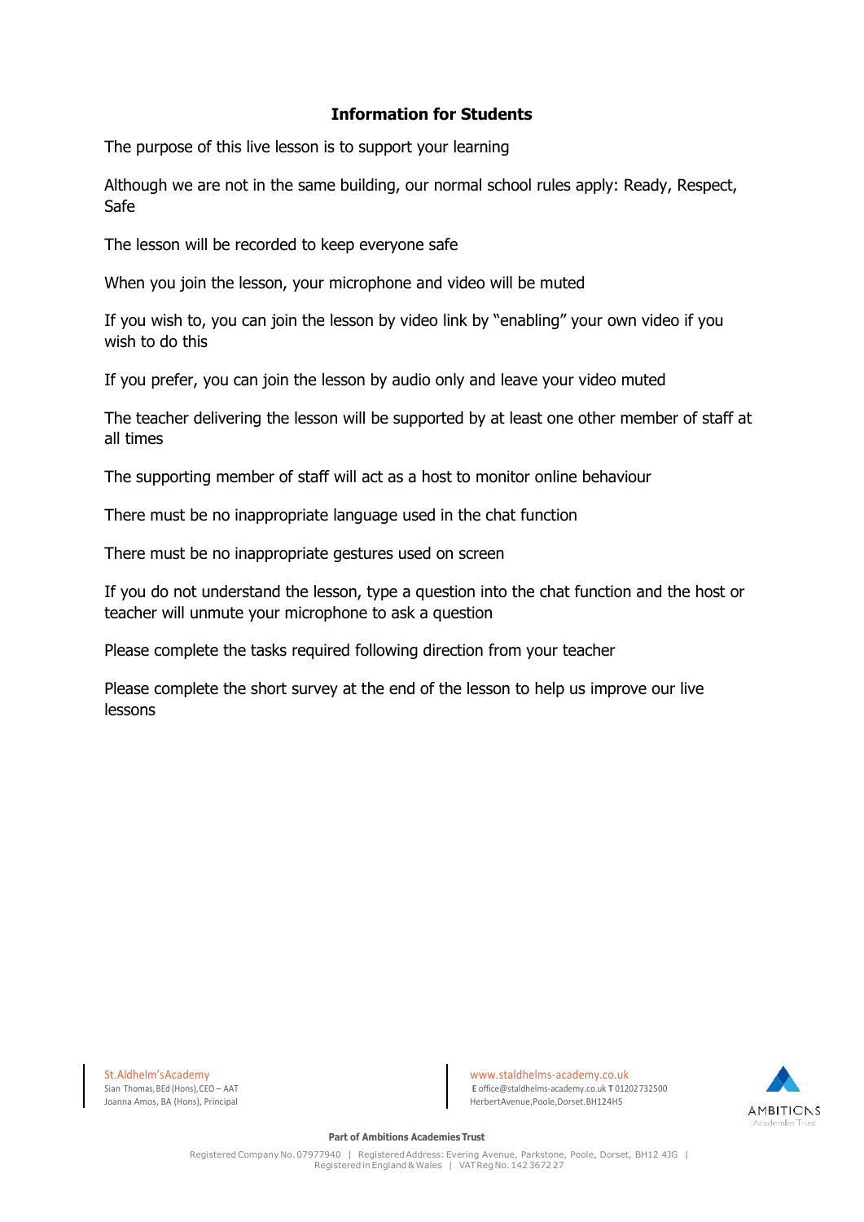**Information for Students**

The purpose of this live lesson is to support your learning

Although we are not in the same building, our normal school rules apply: Ready, Respect, Safe

The lesson will be recorded to keep everyone safe

When you join the lesson, your microphone and video will be muted

If you wish to, you can join the lesson by video link by "enabling" your own video if you wish to do this

If you prefer, you can join the lesson by audio only and leave your video muted

The teacher delivering the lesson will be supported by at least one other member of staff at all times

The supporting member of staff will act as a host to monitor online behaviour

There must be no inappropriate language used in the chat function

There must be no inappropriate gestures used on screen

If you do not understand the lesson, type a question into the chat function and the host or teacher will unmute your microphone to ask a question

Please complete the tasks required following direction from your teacher

Please complete the short survey at the end of the lesson to help us improve our live lessons